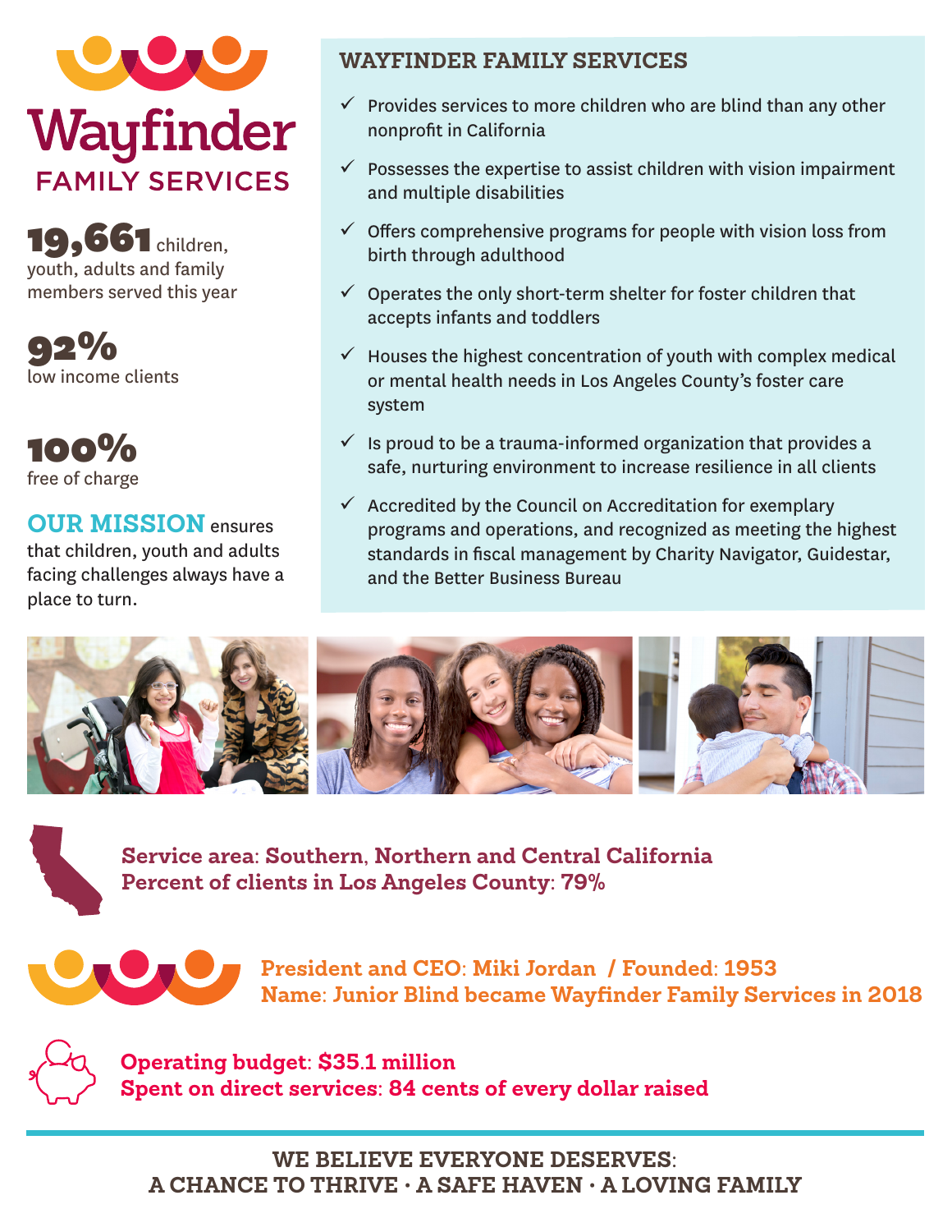# Wayfinder

## FAMILY SERVICES

**19,661** children, youth, adults and family members served this year

**92%**
low income clients

**100%**
free of charge

**OUR MISSION** ensures that children, youth and adults facing challenges always have a place to turn.

## WAYFINDER FAMILY SERVICES

- ✓ Provides services to more children who are blind than any other nonprofit in California
- ✓ Possesses the expertise to assist children with vision impairment and multiple disabilities
- ✓ Offers comprehensive programs for people with vision loss from birth through adulthood
- ✓ Operates the only short-term shelter for foster children that accepts infants and toddlers
- ✓ Houses the highest concentration of youth with complex medical or mental health needs in Los Angeles County's foster care system
- ✓ Is proud to be a trauma-informed organization that provides a safe, nurturing environment to increase resilience in all clients
- ✓ Accredited by the Council on Accreditation for exemplary programs and operations, and recognized as meeting the highest standards in fiscal management by Charity Navigator, Guidestar, and the Better Business Bureau

**Service area: Southern, Northern and Central California**
**Percent of clients in Los Angeles County: 79%**

**President and CEO: Miki Jordan / Founded: 1953**
**Name: Junior Blind became Wayfinder Family Services in 2018**

**Operating budget: $35.1 million**
**Spent on direct services: 84 cents of every dollar raised**

**WE BELIEVE EVERYONE DESERVES:**
**A CHANCE TO THRIVE · A SAFE HAVEN · A LOVING FAMILY**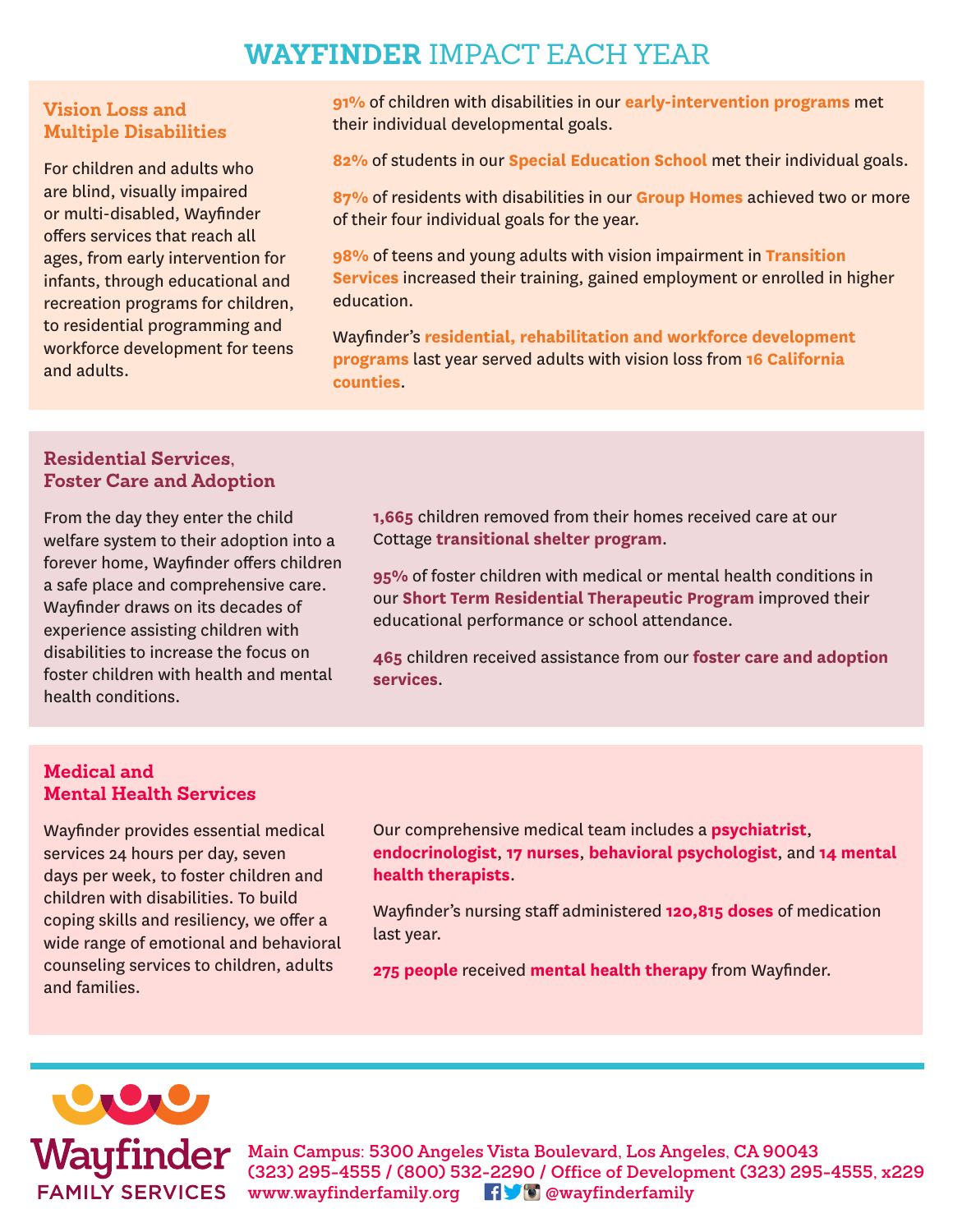# WAYFINDER IMPACT EACH YEAR

## Vision Loss and Multiple Disabilities

For children and adults who are blind, visually impaired or multi-disabled, Wayfinder offers services that reach all ages, from early intervention for infants, through educational and recreation programs for children, to residential programming and workforce development for teens and adults.

**91%** of children with disabilities in our **early-intervention programs** met their individual developmental goals.

**82%** of students in our **Special Education School** met their individual goals.

**87%** of residents with disabilities in our **Group Homes** achieved two or more of their four individual goals for the year.

**98%** of teens and young adults with vision impairment in **Transition Services** increased their training, gained employment or enrolled in higher education.

Wayfinder's **residential, rehabilitation and workforce development programs** last year served adults with vision loss from **16 California counties**.

## Residential Services, Foster Care and Adoption

From the day they enter the child welfare system to their adoption into a forever home, Wayfinder offers children a safe place and comprehensive care. Wayfinder draws on its decades of experience assisting children with disabilities to increase the focus on foster children with health and mental health conditions.

**1,665** children removed from their homes received care at our Cottage **transitional shelter program**.

**95%** of foster children with medical or mental health conditions in our **Short Term Residential Therapeutic Program** improved their educational performance or school attendance.

**465** children received assistance from our **foster care and adoption services**.

## Medical and Mental Health Services

Wayfinder provides essential medical services 24 hours per day, seven days per week, to foster children and children with disabilities. To build coping skills and resiliency, we offer a wide range of emotional and behavioral counseling services to children, adults and families.

Our comprehensive medical team includes a **psychiatrist**, **endocrinologist**, **17 nurses**, **behavioral psychologist**, and **14 mental health therapists**.

Wayfinder's nursing staff administered **120,815 doses** of medication last year.

**275 people** received **mental health therapy** from Wayfinder.

Wayfinder
FAMILY SERVICES

Main Campus: 5300 Angeles Vista Boulevard, Los Angeles, CA 90043
(323) 295-4555 / (800) 532-2290 / Office of Development (323) 295-4555, x229
www.wayfinderfamily.org @wayfinderfamily